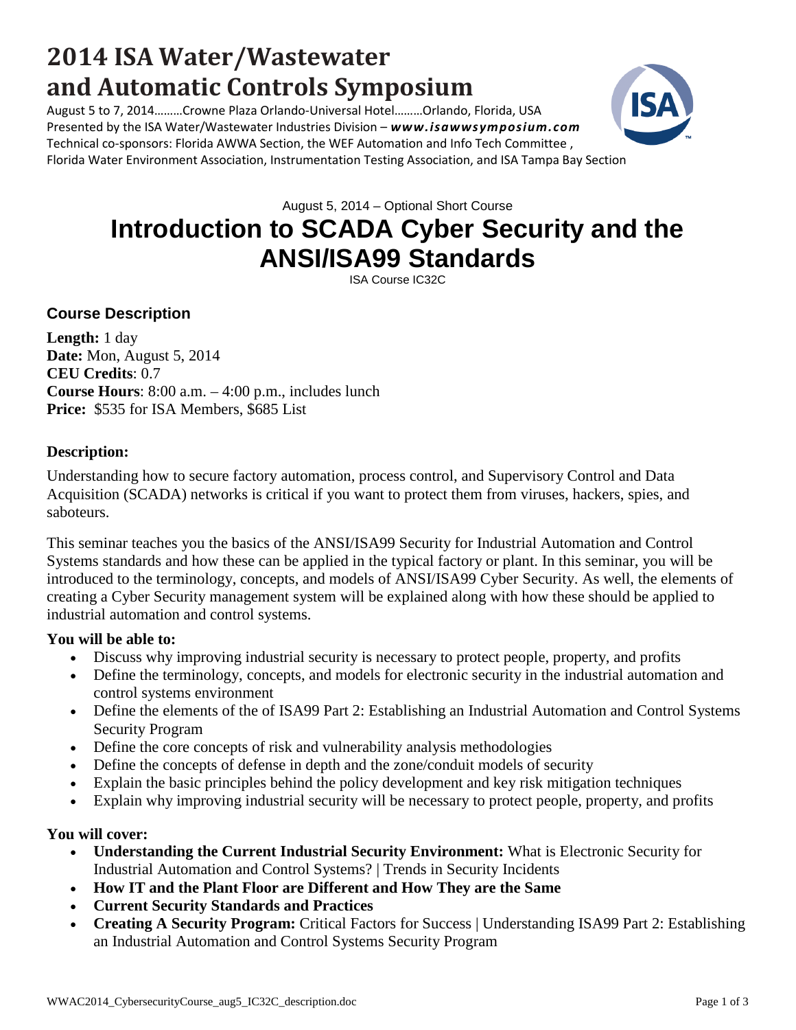# 2014 ISA Water/Wastewater and Automatic Controls Symposium

August 5 to 7, 2014………Crowne Plaza Orlando-Universal Hotel………Orlando, Florida, USA
Presented by the ISA Water/Wastewater Industries Division – ***www.isawwsymposium.com***
Technical co-sponsors: Florida AWWA Section, the WEF Automation and Info Tech Committee , Florida Water Environment Association, Instrumentation Testing Association, and ISA Tampa Bay Section

August 5, 2014 – Optional Short Course

# Introduction to SCADA Cyber Security and the ANSI/ISA99 Standards

ISA Course IC32C

## Course Description

**Length:** 1 day
**Date:** Mon, August 5, 2014
**CEU Credits**: 0.7
**Course Hours**: 8:00 a.m. – 4:00 p.m., includes lunch
**Price:** $535 for ISA Members, $685 List

### Description:

Understanding how to secure factory automation, process control, and Supervisory Control and Data Acquisition (SCADA) networks is critical if you want to protect them from viruses, hackers, spies, and saboteurs.

This seminar teaches you the basics of the ANSI/ISA99 Security for Industrial Automation and Control Systems standards and how these can be applied in the typical factory or plant. In this seminar, you will be introduced to the terminology, concepts, and models of ANSI/ISA99 Cyber Security. As well, the elements of creating a Cyber Security management system will be explained along with how these should be applied to industrial automation and control systems.

**You will be able to:**

- Discuss why improving industrial security is necessary to protect people, property, and profits
- Define the terminology, concepts, and models for electronic security in the industrial automation and control systems environment
- Define the elements of the of ISA99 Part 2: Establishing an Industrial Automation and Control Systems Security Program
- Define the core concepts of risk and vulnerability analysis methodologies
- Define the concepts of defense in depth and the zone/conduit models of security
- Explain the basic principles behind the policy development and key risk mitigation techniques
- Explain why improving industrial security will be necessary to protect people, property, and profits

**You will cover:**

- **Understanding the Current Industrial Security Environment:** What is Electronic Security for Industrial Automation and Control Systems? | Trends in Security Incidents
- **How IT and the Plant Floor are Different and How They are the Same**
- **Current Security Standards and Practices**
- **Creating A Security Program:** Critical Factors for Success | Understanding ISA99 Part 2: Establishing an Industrial Automation and Control Systems Security Program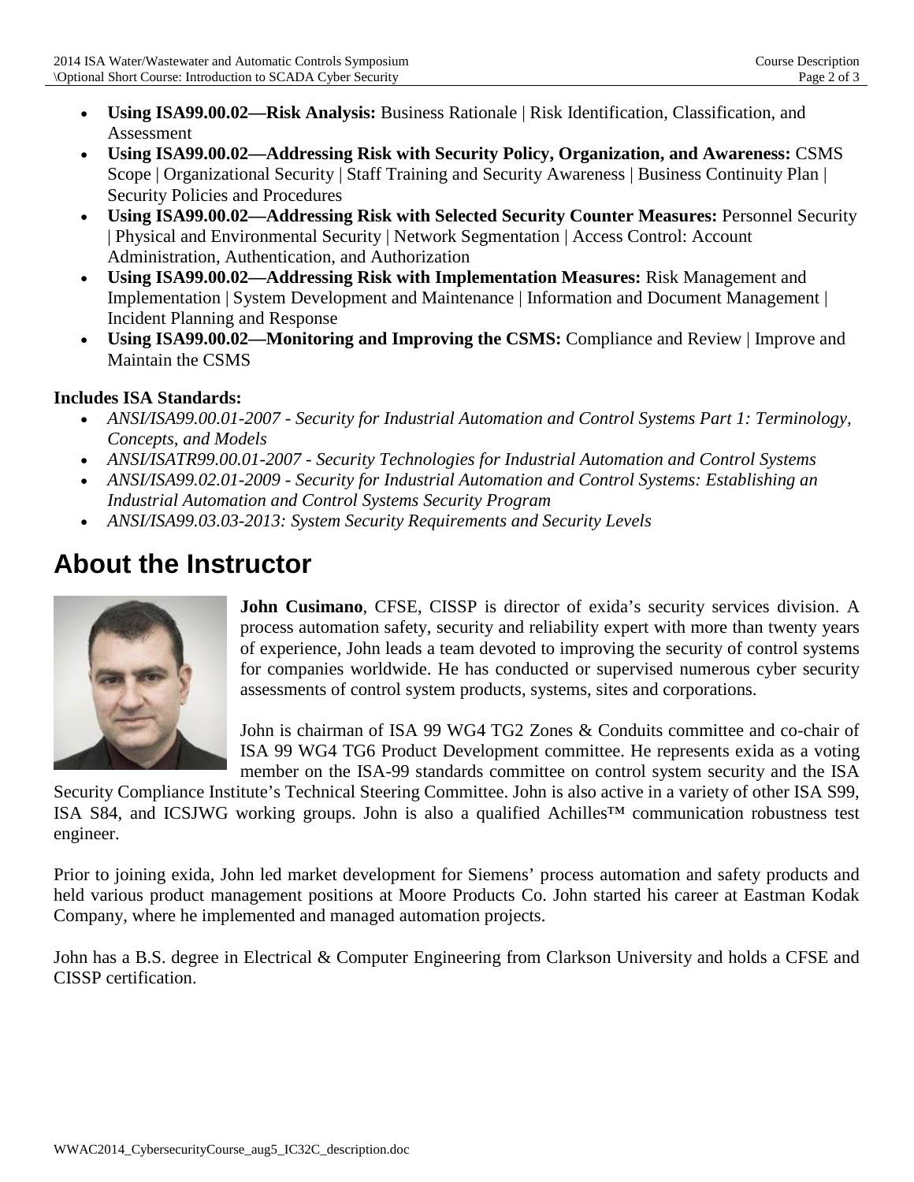- **Using ISA99.00.02—Risk Analysis:** Business Rationale | Risk Identification, Classification, and Assessment
- **Using ISA99.00.02—Addressing Risk with Security Policy, Organization, and Awareness:** CSMS Scope | Organizational Security | Staff Training and Security Awareness | Business Continuity Plan | Security Policies and Procedures
- **Using ISA99.00.02—Addressing Risk with Selected Security Counter Measures:** Personnel Security | Physical and Environmental Security | Network Segmentation | Access Control: Account Administration, Authentication, and Authorization
- **Using ISA99.00.02—Addressing Risk with Implementation Measures:** Risk Management and Implementation | System Development and Maintenance | Information and Document Management | Incident Planning and Response
- **Using ISA99.00.02—Monitoring and Improving the CSMS:** Compliance and Review | Improve and Maintain the CSMS

**Includes ISA Standards:**

- *ANSI/ISA99.00.01-2007 - Security for Industrial Automation and Control Systems Part 1: Terminology, Concepts, and Models*
- *ANSI/ISATR99.00.01-2007 - Security Technologies for Industrial Automation and Control Systems*
- *ANSI/ISA99.02.01-2009 - Security for Industrial Automation and Control Systems: Establishing an Industrial Automation and Control Systems Security Program*
- *ANSI/ISA99.03.03-2013: System Security Requirements and Security Levels*

# About the Instructor

**John Cusimano**, CFSE, CISSP is director of exida's security services division. A process automation safety, security and reliability expert with more than twenty years of experience, John leads a team devoted to improving the security of control systems for companies worldwide. He has conducted or supervised numerous cyber security assessments of control system products, systems, sites and corporations.

John is chairman of ISA 99 WG4 TG2 Zones & Conduits committee and co-chair of ISA 99 WG4 TG6 Product Development committee. He represents exida as a voting member on the ISA-99 standards committee on control system security and the ISA Security Compliance Institute's Technical Steering Committee. John is also active in a variety of other ISA S99, ISA S84, and ICSJWG working groups. John is also a qualified Achilles™ communication robustness test engineer.

Prior to joining exida, John led market development for Siemens' process automation and safety products and held various product management positions at Moore Products Co. John started his career at Eastman Kodak Company, where he implemented and managed automation projects.

John has a B.S. degree in Electrical & Computer Engineering from Clarkson University and holds a CFSE and CISSP certification.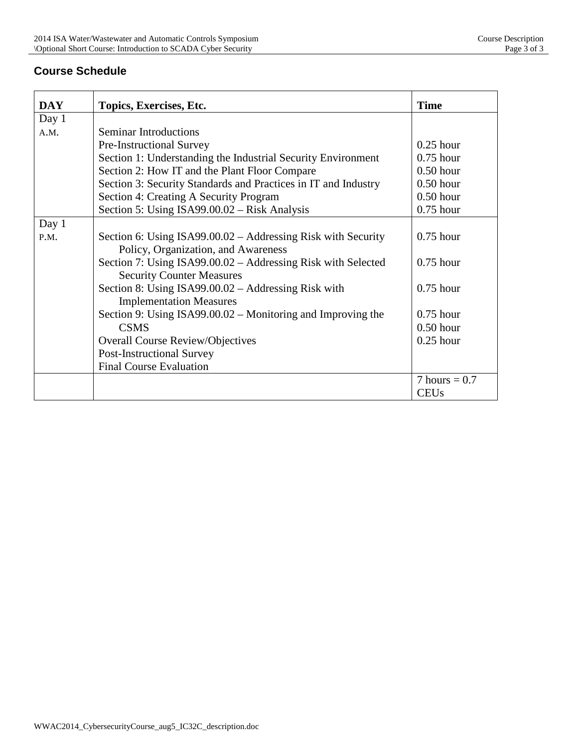## Course Schedule

| DAY | Topics, Exercises, Etc. | Time |
|---|---|---|
| Day 1<br>A.M. | Seminar Introductions<br>Pre-Instructional Survey<br>Section 1: Understanding the Industrial Security Environment<br>Section 2: How IT and the Plant Floor Compare<br>Section 3: Security Standards and Practices in IT and Industry<br>Section 4: Creating A Security Program<br>Section 5: Using ISA99.00.02 – Risk Analysis | <br>0.25 hour<br>0.75 hour<br>0.50 hour<br>0.50 hour<br>0.50 hour<br>0.75 hour |
| Day 1<br>P.M. | Section 6: Using ISA99.00.02 – Addressing Risk with Security Policy, Organization, and Awareness<br>Section 7: Using ISA99.00.02 – Addressing Risk with Selected Security Counter Measures<br>Section 8: Using ISA99.00.02 – Addressing Risk with Implementation Measures<br>Section 9: Using ISA99.00.02 – Monitoring and Improving the CSMS<br>Overall Course Review/Objectives<br>Post-Instructional Survey<br>Final Course Evaluation | 0.75 hour<br>0.75 hour<br>0.75 hour<br>0.75 hour<br>0.50 hour<br>0.25 hour |
| | | 7 hours = 0.7 CEUs |

WWAC2014_CybersecurityCourse_aug5_IC32C_description.doc